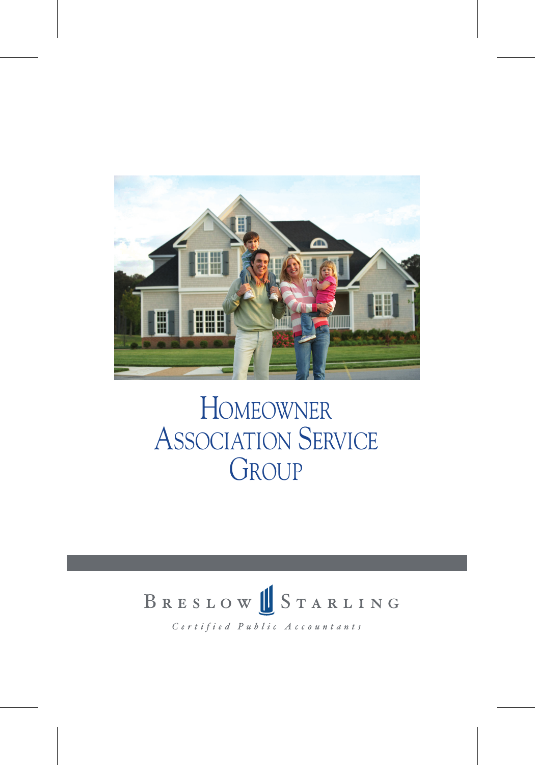# Homeowner Association Service Group

Breslow Starling

*Certified Public Accountants*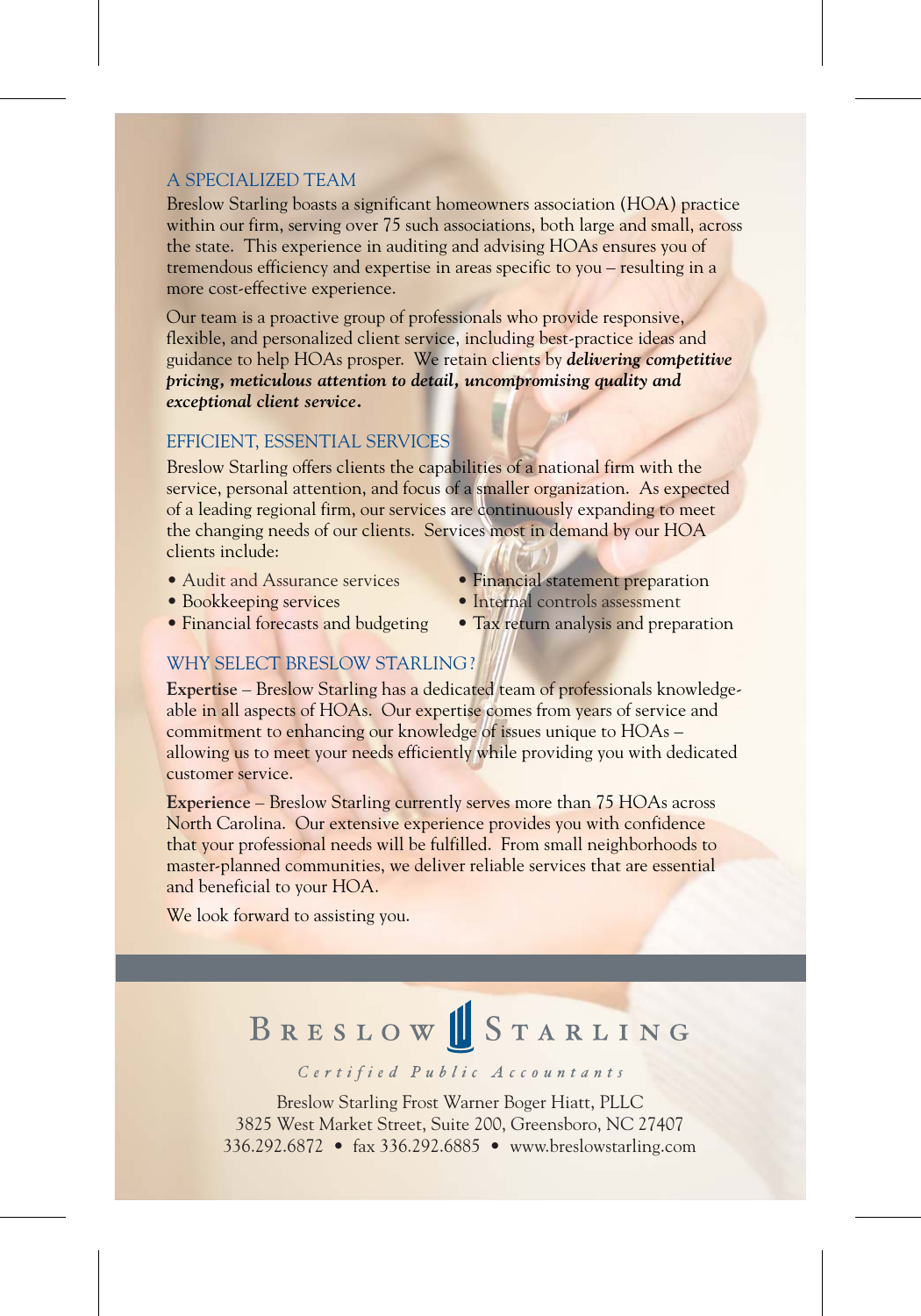## A SPECIALIZED TEAM

Breslow Starling boasts a significant homeowners association (HOA) practice within our firm, serving over 75 such associations, both large and small, across the state. This experience in auditing and advising HOAs ensures you of tremendous efficiency and expertise in areas specific to you – resulting in a more cost-effective experience.

Our team is a proactive group of professionals who provide responsive, flexible, and personalized client service, including best-practice ideas and guidance to help HOAs prosper. We retain clients by ***delivering competitive pricing, meticulous attention to detail, uncompromising quality and exceptional client service.***

## EFFICIENT, ESSENTIAL SERVICES

Breslow Starling offers clients the capabilities of a national firm with the service, personal attention, and focus of a smaller organization. As expected of a leading regional firm, our services are continuously expanding to meet the changing needs of our clients. Services most in demand by our HOA clients include:

- Audit and Assurance services
- Bookkeeping services
- Financial forecasts and budgeting
- Financial statement preparation
- Internal controls assessment
- Tax return analysis and preparation

## WHY SELECT BRESLOW STARLING?

**Expertise** – Breslow Starling has a dedicated team of professionals knowledgeable in all aspects of HOAs. Our expertise comes from years of service and commitment to enhancing our knowledge of issues unique to HOAs – allowing us to meet your needs efficiently while providing you with dedicated customer service.

**Experience** – Breslow Starling currently serves more than 75 HOAs across North Carolina. Our extensive experience provides you with confidence that your professional needs will be fulfilled. From small neighborhoods to master-planned communities, we deliver reliable services that are essential and beneficial to your HOA.

We look forward to assisting you.

BRESLOW STARLING

*Certified Public Accountants*

Breslow Starling Frost Warner Boger Hiatt, PLLC
3825 West Market Street, Suite 200, Greensboro, NC 27407
336.292.6872 • fax 336.292.6885 • www.breslowstarling.com